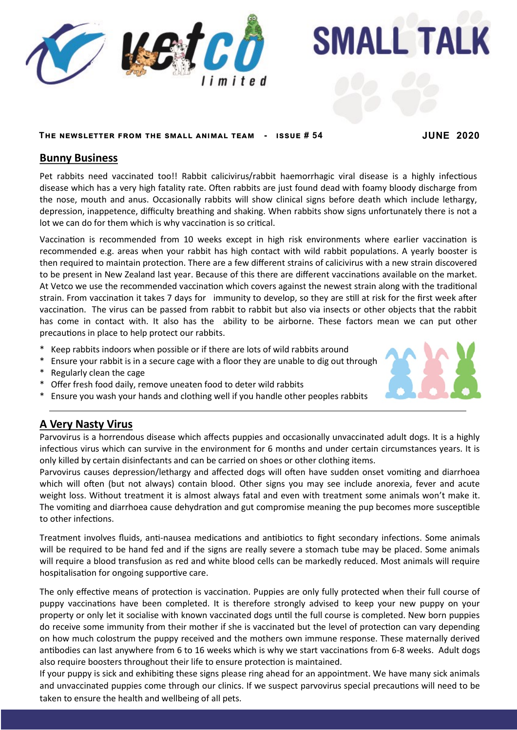# SMALL TALK

**The newsletter from the small animal team - Issue # 54** **JUNE 2020**

## Bunny Business

Pet rabbits need vaccinated too!! Rabbit calicivirus/rabbit haemorrhagic viral disease is a highly infectious disease which has a very high fatality rate. Often rabbits are just found dead with foamy bloody discharge from the nose, mouth and anus. Occasionally rabbits will show clinical signs before death which include lethargy, depression, inappetence, difficulty breathing and shaking. When rabbits show signs unfortunately there is not a lot we can do for them which is why vaccination is so critical.

Vaccination is recommended from 10 weeks except in high risk environments where earlier vaccination is recommended e.g. areas when your rabbit has high contact with wild rabbit populations. A yearly booster is then required to maintain protection. There are a few different strains of calicivirus with a new strain discovered to be present in New Zealand last year. Because of this there are different vaccinations available on the market. At Vetco we use the recommended vaccination which covers against the newest strain along with the traditional strain. From vaccination it takes 7 days for immunity to develop, so they are still at risk for the first week after vaccination. The virus can be passed from rabbit to rabbit but also via insects or other objects that the rabbit has come in contact with. It also has the ability to be airborne. These factors mean we can put other precautions in place to help protect our rabbits.

* Keep rabbits indoors when possible or if there are lots of wild rabbits around
* Ensure your rabbit is in a secure cage with a floor they are unable to dig out through
* Regularly clean the cage
* Offer fresh food daily, remove uneaten food to deter wild rabbits
* Ensure you wash your hands and clothing well if you handle other peoples rabbits

## A Very Nasty Virus

Parvovirus is a horrendous disease which affects puppies and occasionally unvaccinated adult dogs. It is a highly infectious virus which can survive in the environment for 6 months and under certain circumstances years. It is only killed by certain disinfectants and can be carried on shoes or other clothing items.
Parvovirus causes depression/lethargy and affected dogs will often have sudden onset vomiting and diarrhoea which will often (but not always) contain blood. Other signs you may see include anorexia, fever and acute weight loss. Without treatment it is almost always fatal and even with treatment some animals won't make it. The vomiting and diarrhoea cause dehydration and gut compromise meaning the pup becomes more susceptible to other infections.

Treatment involves fluids, anti-nausea medications and antibiotics to fight secondary infections. Some animals will be required to be hand fed and if the signs are really severe a stomach tube may be placed. Some animals will require a blood transfusion as red and white blood cells can be markedly reduced. Most animals will require hospitalisation for ongoing supportive care.

The only effective means of protection is vaccination. Puppies are only fully protected when their full course of puppy vaccinations have been completed. It is therefore strongly advised to keep your new puppy on your property or only let it socialise with known vaccinated dogs until the full course is completed. New born puppies do receive some immunity from their mother if she is vaccinated but the level of protection can vary depending on how much colostrum the puppy received and the mothers own immune response. These maternally derived antibodies can last anywhere from 6 to 16 weeks which is why we start vaccinations from 6-8 weeks. Adult dogs also require boosters throughout their life to ensure protection is maintained.
If your puppy is sick and exhibiting these signs please ring ahead for an appointment. We have many sick animals and unvaccinated puppies come through our clinics. If we suspect parvovirus special precautions will need to be taken to ensure the health and wellbeing of all pets.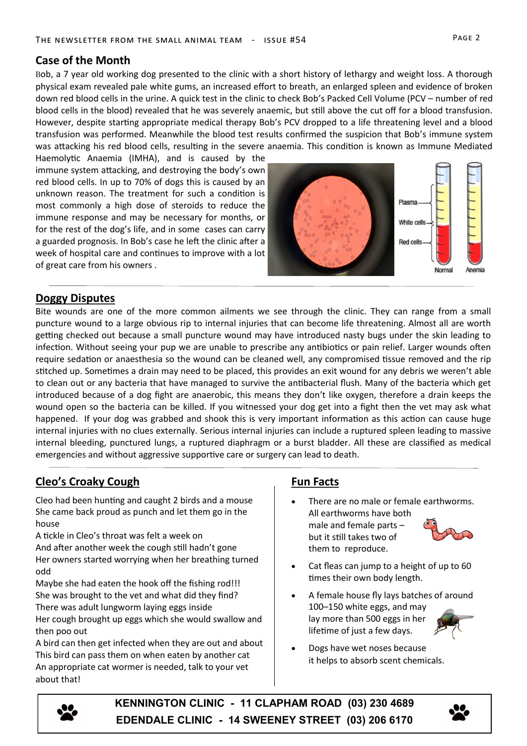## Case of the Month

Bob, a 7 year old working dog presented to the clinic with a short history of lethargy and weight loss. A thorough physical exam revealed pale white gums, an increased effort to breath, an enlarged spleen and evidence of broken down red blood cells in the urine. A quick test in the clinic to check Bob's Packed Cell Volume (PCV – number of red blood cells in the blood) revealed that he was severely anaemic, but still above the cut off for a blood transfusion. However, despite starting appropriate medical therapy Bob's PCV dropped to a life threatening level and a blood transfusion was performed. Meanwhile the blood test results confirmed the suspicion that Bob's immune system was attacking his red blood cells, resulting in the severe anaemia. This condition is known as Immune Mediated Haemolytic Anaemia (IMHA), and is caused by the immune system attacking, and destroying the body's own red blood cells. In up to 70% of dogs this is caused by an unknown reason. The treatment for such a condition is most commonly a high dose of steroids to reduce the immune response and may be necessary for months, or for the rest of the dog's life, and in some cases can carry a guarded prognosis. In Bob's case he left the clinic after a week of hospital care and continues to improve with a lot of great care from his owners .

Plasma
White cells
Red cells
Normal
Anemia

## Doggy Disputes

Bite wounds are one of the more common ailments we see through the clinic. They can range from a small puncture wound to a large obvious rip to internal injuries that can become life threatening. Almost all are worth getting checked out because a small puncture wound may have introduced nasty bugs under the skin leading to infection. Without seeing your pup we are unable to prescribe any antibiotics or pain relief. Larger wounds often require sedation or anaesthesia so the wound can be cleaned well, any compromised tissue removed and the rip stitched up. Sometimes a drain may need to be placed, this provides an exit wound for any debris we weren't able to clean out or any bacteria that have managed to survive the antibacterial flush. Many of the bacteria which get introduced because of a dog fight are anaerobic, this means they don't like oxygen, therefore a drain keeps the wound open so the bacteria can be killed. If you witnessed your dog get into a fight then the vet may ask what happened. If your dog was grabbed and shook this is very important information as this action can cause huge internal injuries with no clues externally. Serious internal injuries can include a ruptured spleen leading to massive internal bleeding, punctured lungs, a ruptured diaphragm or a burst bladder. All these are classified as medical emergencies and without aggressive supportive care or surgery can lead to death.

## Cleo's Croaky Cough

Cleo had been hunting and caught 2 birds and a mouse
She came back proud as punch and let them go in the house
A tickle in Cleo's throat was felt a week on
And after another week the cough still hadn't gone
Her owners started worrying when her breathing turned odd
Maybe she had eaten the hook off the fishing rod!!!
She was brought to the vet and what did they find?
There was adult lungworm laying eggs inside
Her cough brought up eggs which she would swallow and then poo out
A bird can then get infected when they are out and about
This bird can pass them on when eaten by another cat
An appropriate cat wormer is needed, talk to your vet about that!

## Fun Facts

- There are no male or female earthworms. All earthworms have both male and female parts – but it still takes two of them to reproduce.
- Cat fleas can jump to a height of up to 60 times their own body length.
- A female house fly lays batches of around 100–150 white eggs, and may lay more than 500 eggs in her lifetime of just a few days.
- Dogs have wet noses because it helps to absorb scent chemicals.

**KENNINGTON CLINIC - 11 CLAPHAM ROAD (03) 230 4689**
**EDENDALE CLINIC - 14 SWEENEY STREET (03) 206 6170**